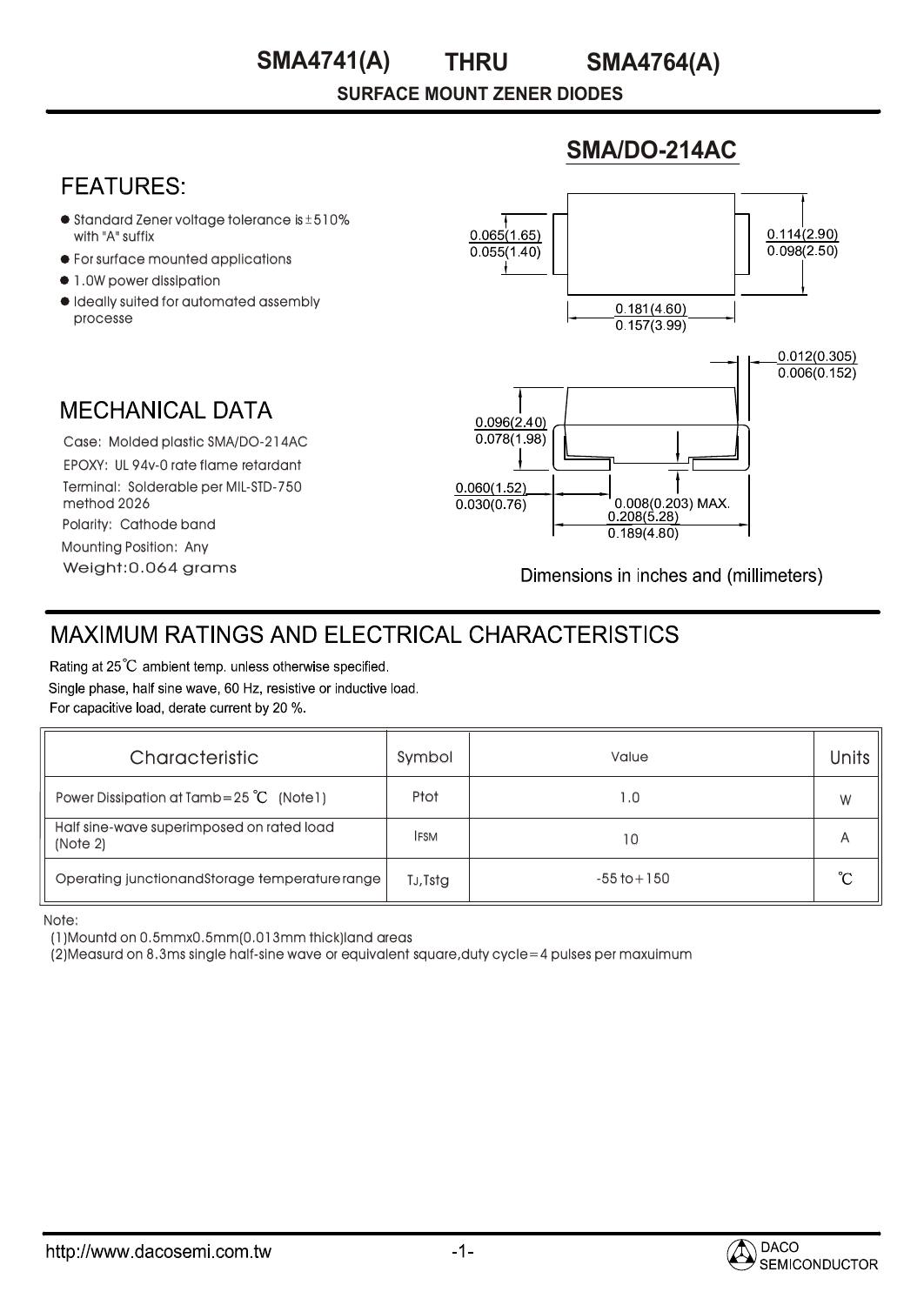# SMA4741(A) THRU SMA4764(A)

**SURFACE MOUNT ZENER DIODES**

## SMA/DO-214AC

## FEATURES:

- Standard Zener voltage tolerance is ±510% with "A" suffix
- For surface mounted applications
- 1.0W power dissipation
- Ideally suited for automated assembly processe

## MECHANICAL DATA

Case: Molded plastic SMA/DO-214AC

EPOXY: UL 94v-0 rate flame retardant

Terminal: Solderable per MIL-STD-750 method 2026

Polarity: Cathode band

Mounting Position: Any

Weight:0.064 grams

0.065(1.65)
0.055(1.40)

0.114(2.90)
0.098(2.50)

0.181(4.60)
0.157(3.99)

0.012(0.305)
0.006(0.152)

0.096(2.40)
0.078(1.98)

0.060(1.52)
0.030(0.76)

0.008(0.203) MAX.

0.208(5.28)
0.189(4.80)

Dimensions in inches and (millimeters)

## MAXIMUM RATINGS AND ELECTRICAL CHARACTERISTICS

Rating at 25℃ ambient temp. unless otherwise specified.

Single phase, half sine wave, 60 Hz, resistive or inductive load.

For capacitive load, derate current by 20 %.

| Characteristic | Symbol | Value | Units |
|---|---|---|---|
| Power Dissipation at Tamb=25 ℃ (Note1) | Ptot | 1.0 | W |
| Half sine-wave superimposed on rated load (Note 2) | IFSM | 10 | A |
| Operating junctionandStorage temperature range | TJ,Tstg | -55 to+150 | ℃ |

Note:

(1)Mountd on 0.5mmx0.5mm(0.013mm thick)land areas

(2)Measurd on 8.3ms single half-sine wave or equivalent square,duty cycle=4 pulses per maxuimum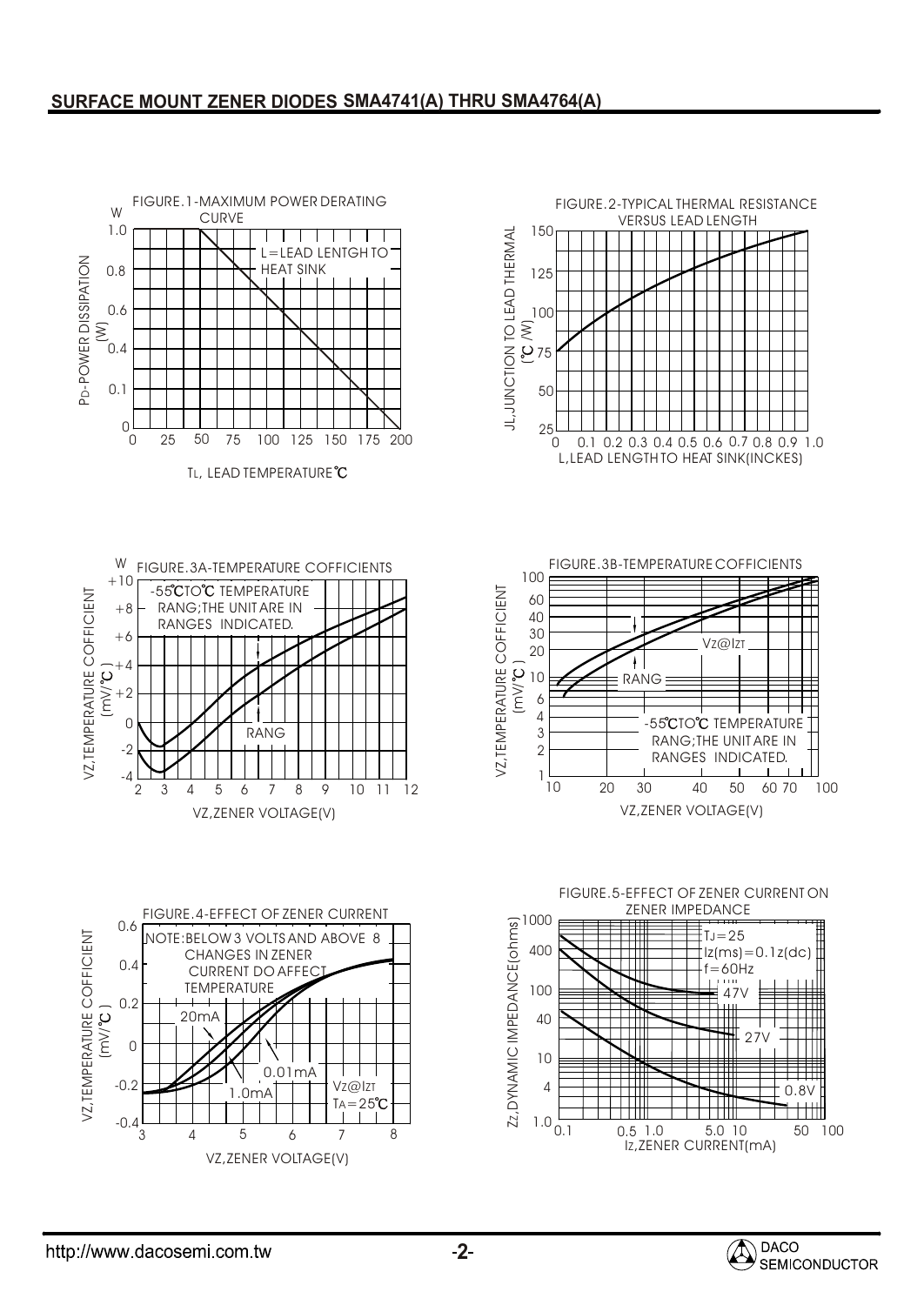## SURFACE MOUNT ZENER DIODES SMA4741(A) THRU SMA4764(A)

FIGURE.1-MAXIMUM POWER DERATING CURVE

W

1.0
0.8
0.6
0.4
0.1
0

$P_D$-POWER DISSIPATION (W)

L=LEAD LENTGH TO HEAT SINK

0 25 50 75 100 125 150 175 200

$T_L$, LEAD TEMPERATURE℃

FIGURE.2-TYPICAL THERMAL RESISTANCE VERSUS LEAD LENGTH

JL,JUNCTION TO LEAD THERMAL (℃/W)

150
125
100
75
50
25

0 0.1 0.2 0.3 0.4 0.5 0.6 0.7 0.8 0.9 1.0

L,LEAD LENGTH TO HEAT SINK(INCKES)

FIGURE.3A-TEMPERATURE COFFICIENTS

W

VZ,TEMPERATURE COFFICIENT (mV/℃)

+10
+8
+6
+4
+2
0
-2
-4

-55℃TO℃ TEMPERATURE RANG;THE UNIT ARE IN RANGES INDICATED.

RANG

2 3 4 5 6 7 8 9 10 11 12

VZ,ZENER VOLTAGE(V)

FIGURE.3B-TEMPERATURE COFFICIENTS

VZ,TEMPERATURE COFFICIENT (mV/℃)

100
60
40
30
20
10
6
4
3
2
1

Vz@Izt

RANG

-55℃TO℃ TEMPERATURE RANG;THE UNIT ARE IN RANGES INDICATED.

10 20 30 40 50 60 70 100

VZ,ZENER VOLTAGE(V)

FIGURE.4-EFFECT OF ZENER CURRENT

VZ,TEMPERATURE COFFICIENT (mV/℃)

0.6
0.4
0.2
0
-0.2
-0.4

NOTE:BELOW 3 VOLTS AND ABOVE 8 CHANGES IN ZENER CURRENT DO AFFECT TEMPERATURE

20mA

0.01mA

1.0mA

Vz@Izt
TA=25℃

3 4 5 6 7 8

VZ,ZENER VOLTAGE(V)

FIGURE.5-EFFECT OF ZENER CURRENT ON ZENER IMPEDANCE

Zz,DYNAMIC IMPEDANCE(ohms)

1000
400
100
40
10
4
1.0

TJ=25
Iz(ms)=0.1z(dc)
f=60Hz

47V

27V

0.8V

0.1 0.5 1.0 5.0 10 50 100

Iz,ZENER CURRENT(mA)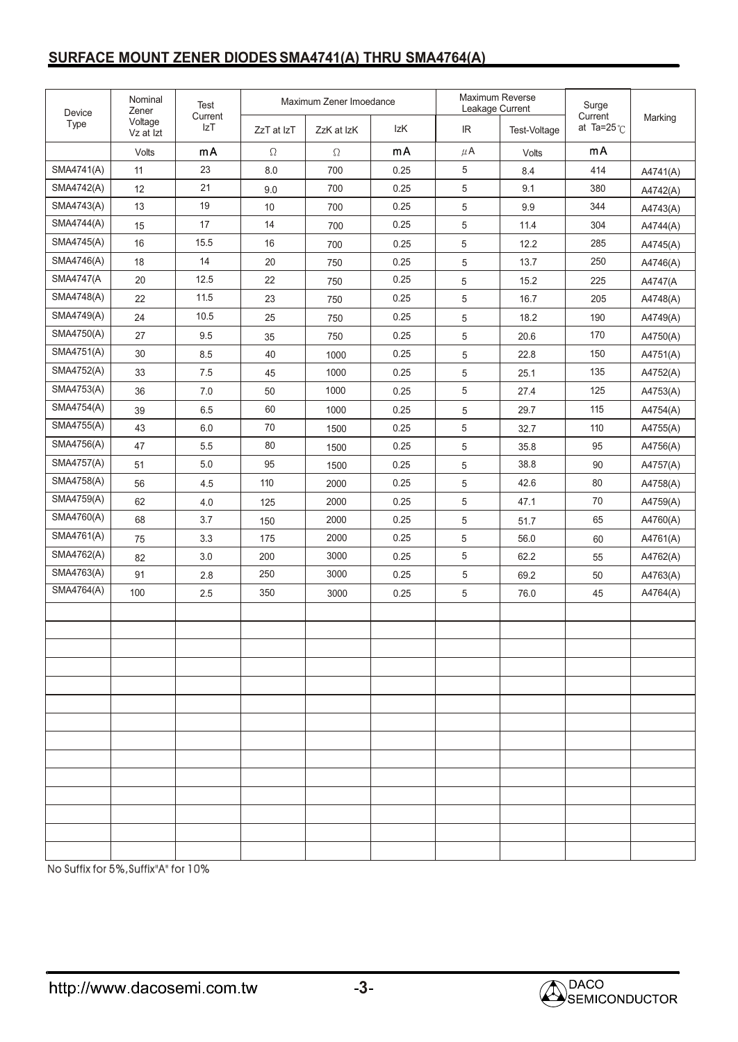## SURFACE MOUNT ZENER DIODES SMA4741(A) THRU SMA4764(A)

| Device Type | Nominal Zener Voltage Vz at Izt | Test Current IzT | Maximum Zener Imoedance | | | Maximum Reverse Leakage Current | | Surge Current at Ta=25℃ | Marking |
|---|---|---|---|---|---|---|---|---|---|
| | | | ZzT at IzT | ZzK at IzK | IzK | IR | Test-Voltage | | |
| | Volts | mA | Ω | Ω | mA | μA | Volts | mA | |
| SMA4741(A) | 11 | 23 | 8.0 | 700 | 0.25 | 5 | 8.4 | 414 | A4741(A) |
| SMA4742(A) | 12 | 21 | 9.0 | 700 | 0.25 | 5 | 9.1 | 380 | A4742(A) |
| SMA4743(A) | 13 | 19 | 10 | 700 | 0.25 | 5 | 9.9 | 344 | A4743(A) |
| SMA4744(A) | 15 | 17 | 14 | 700 | 0.25 | 5 | 11.4 | 304 | A4744(A) |
| SMA4745(A) | 16 | 15.5 | 16 | 700 | 0.25 | 5 | 12.2 | 285 | A4745(A) |
| SMA4746(A) | 18 | 14 | 20 | 750 | 0.25 | 5 | 13.7 | 250 | A4746(A) |
| SMA4747(A | 20 | 12.5 | 22 | 750 | 0.25 | 5 | 15.2 | 225 | A4747(A |
| SMA4748(A) | 22 | 11.5 | 23 | 750 | 0.25 | 5 | 16.7 | 205 | A4748(A) |
| SMA4749(A) | 24 | 10.5 | 25 | 750 | 0.25 | 5 | 18.2 | 190 | A4749(A) |
| SMA4750(A) | 27 | 9.5 | 35 | 750 | 0.25 | 5 | 20.6 | 170 | A4750(A) |
| SMA4751(A) | 30 | 8.5 | 40 | 1000 | 0.25 | 5 | 22.8 | 150 | A4751(A) |
| SMA4752(A) | 33 | 7.5 | 45 | 1000 | 0.25 | 5 | 25.1 | 135 | A4752(A) |
| SMA4753(A) | 36 | 7.0 | 50 | 1000 | 0.25 | 5 | 27.4 | 125 | A4753(A) |
| SMA4754(A) | 39 | 6.5 | 60 | 1000 | 0.25 | 5 | 29.7 | 115 | A4754(A) |
| SMA4755(A) | 43 | 6.0 | 70 | 1500 | 0.25 | 5 | 32.7 | 110 | A4755(A) |
| SMA4756(A) | 47 | 5.5 | 80 | 1500 | 0.25 | 5 | 35.8 | 95 | A4756(A) |
| SMA4757(A) | 51 | 5.0 | 95 | 1500 | 0.25 | 5 | 38.8 | 90 | A4757(A) |
| SMA4758(A) | 56 | 4.5 | 110 | 2000 | 0.25 | 5 | 42.6 | 80 | A4758(A) |
| SMA4759(A) | 62 | 4.0 | 125 | 2000 | 0.25 | 5 | 47.1 | 70 | A4759(A) |
| SMA4760(A) | 68 | 3.7 | 150 | 2000 | 0.25 | 5 | 51.7 | 65 | A4760(A) |
| SMA4761(A) | 75 | 3.3 | 175 | 2000 | 0.25 | 5 | 56.0 | 60 | A4761(A) |
| SMA4762(A) | 82 | 3.0 | 200 | 3000 | 0.25 | 5 | 62.2 | 55 | A4762(A) |
| SMA4763(A) | 91 | 2.8 | 250 | 3000 | 0.25 | 5 | 69.2 | 50 | A4763(A) |
| SMA4764(A) | 100 | 2.5 | 350 | 3000 | 0.25 | 5 | 76.0 | 45 | A4764(A) |

No Suffix for 5%,Suffix"A" for 10%